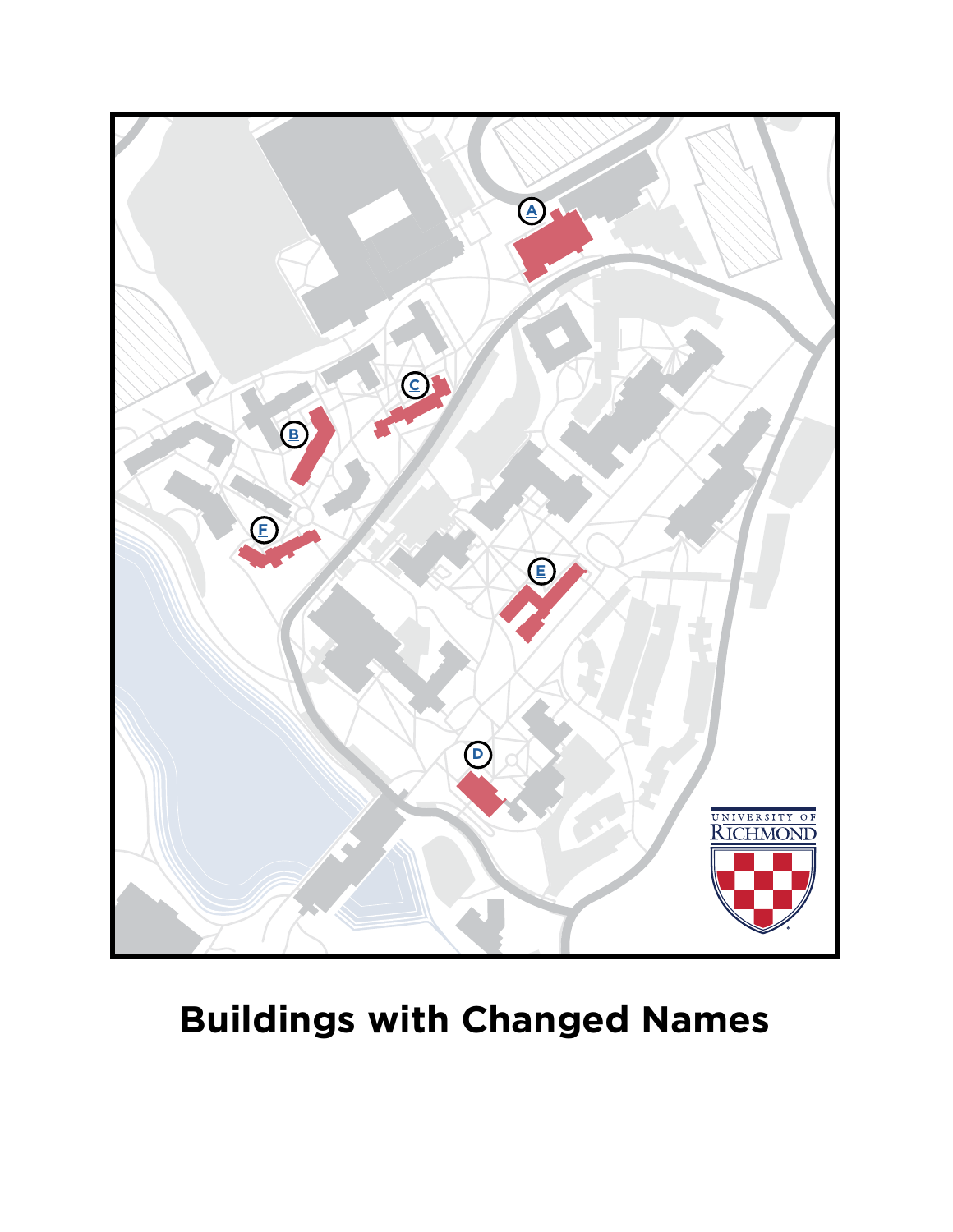# Buildings with Changed Names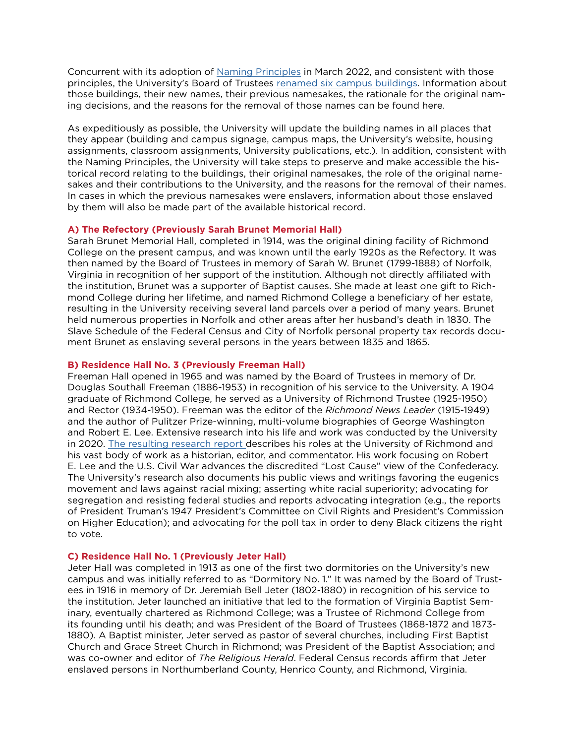Concurrent with its adoption of [Naming Principles](#) in March 2022, and consistent with those principles, the University's Board of Trustees [renamed six campus buildings](#). Information about those buildings, their new names, their previous namesakes, the rationale for the original naming decisions, and the reasons for the removal of those names can be found here.

As expeditiously as possible, the University will update the building names in all places that they appear (building and campus signage, campus maps, the University's website, housing assignments, classroom assignments, University publications, etc.). In addition, consistent with the Naming Principles, the University will take steps to preserve and make accessible the historical record relating to the buildings, their original namesakes, the role of the original namesakes and their contributions to the University, and the reasons for the removal of their names. In cases in which the previous namesakes were enslavers, information about those enslaved by them will also be made part of the available historical record.

### A) The Refectory (Previously Sarah Brunet Memorial Hall)

Sarah Brunet Memorial Hall, completed in 1914, was the original dining facility of Richmond College on the present campus, and was known until the early 1920s as the Refectory. It was then named by the Board of Trustees in memory of Sarah W. Brunet (1799-1888) of Norfolk, Virginia in recognition of her support of the institution. Although not directly affiliated with the institution, Brunet was a supporter of Baptist causes. She made at least one gift to Richmond College during her lifetime, and named Richmond College a beneficiary of her estate, resulting in the University receiving several land parcels over a period of many years. Brunet held numerous properties in Norfolk and other areas after her husband's death in 1830. The Slave Schedule of the Federal Census and City of Norfolk personal property tax records document Brunet as enslaving several persons in the years between 1835 and 1865.

### B) Residence Hall No. 3 (Previously Freeman Hall)

Freeman Hall opened in 1965 and was named by the Board of Trustees in memory of Dr. Douglas Southall Freeman (1886-1953) in recognition of his service to the University. A 1904 graduate of Richmond College, he served as a University of Richmond Trustee (1925-1950) and Rector (1934-1950). Freeman was the editor of the *Richmond News Leader* (1915-1949) and the author of Pulitzer Prize-winning, multi-volume biographies of George Washington and Robert E. Lee. Extensive research into his life and work was conducted by the University in 2020. [The resulting research report](#) describes his roles at the University of Richmond and his vast body of work as a historian, editor, and commentator. His work focusing on Robert E. Lee and the U.S. Civil War advances the discredited "Lost Cause" view of the Confederacy. The University's research also documents his public views and writings favoring the eugenics movement and laws against racial mixing; asserting white racial superiority; advocating for segregation and resisting federal studies and reports advocating integration (e.g., the reports of President Truman's 1947 President's Committee on Civil Rights and President's Commission on Higher Education); and advocating for the poll tax in order to deny Black citizens the right to vote.

### C) Residence Hall No. 1 (Previously Jeter Hall)

Jeter Hall was completed in 1913 as one of the first two dormitories on the University's new campus and was initially referred to as "Dormitory No. 1." It was named by the Board of Trustees in 1916 in memory of Dr. Jeremiah Bell Jeter (1802-1880) in recognition of his service to the institution. Jeter launched an initiative that led to the formation of Virginia Baptist Seminary, eventually chartered as Richmond College; was a Trustee of Richmond College from its founding until his death; and was President of the Board of Trustees (1868-1872 and 1873-1880). A Baptist minister, Jeter served as pastor of several churches, including First Baptist Church and Grace Street Church in Richmond; was President of the Baptist Association; and was co-owner and editor of *The Religious Herald*. Federal Census records affirm that Jeter enslaved persons in Northumberland County, Henrico County, and Richmond, Virginia.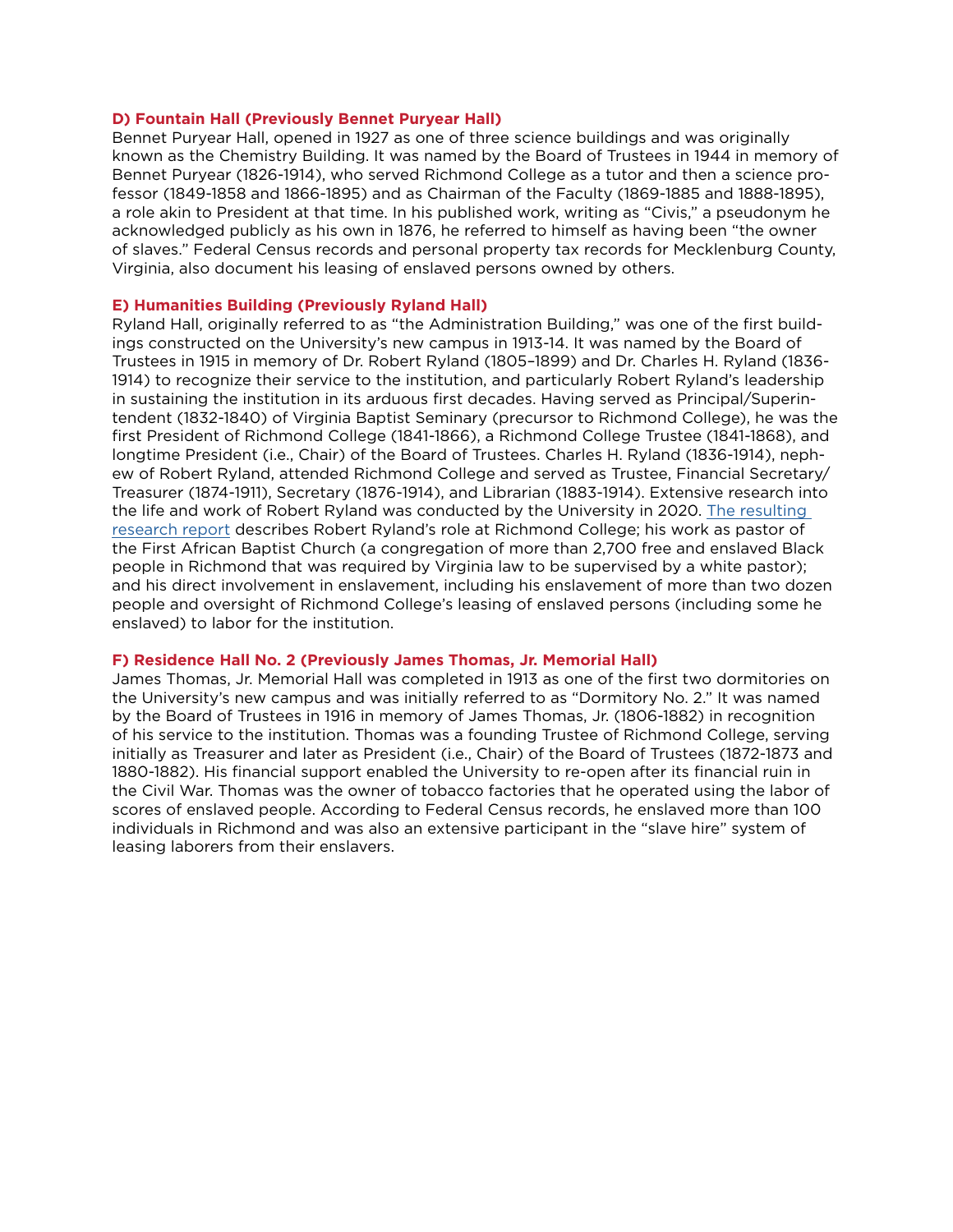### D) Fountain Hall (Previously Bennet Puryear Hall)

Bennet Puryear Hall, opened in 1927 as one of three science buildings and was originally known as the Chemistry Building. It was named by the Board of Trustees in 1944 in memory of Bennet Puryear (1826-1914), who served Richmond College as a tutor and then a science professor (1849-1858 and 1866-1895) and as Chairman of the Faculty (1869-1885 and 1888-1895), a role akin to President at that time. In his published work, writing as "Civis," a pseudonym he acknowledged publicly as his own in 1876, he referred to himself as having been "the owner of slaves." Federal Census records and personal property tax records for Mecklenburg County, Virginia, also document his leasing of enslaved persons owned by others.

### E) Humanities Building (Previously Ryland Hall)

Ryland Hall, originally referred to as "the Administration Building," was one of the first buildings constructed on the University's new campus in 1913-14. It was named by the Board of Trustees in 1915 in memory of Dr. Robert Ryland (1805–1899) and Dr. Charles H. Ryland (1836-1914) to recognize their service to the institution, and particularly Robert Ryland's leadership in sustaining the institution in its arduous first decades. Having served as Principal/Superintendent (1832-1840) of Virginia Baptist Seminary (precursor to Richmond College), he was the first President of Richmond College (1841-1866), a Richmond College Trustee (1841-1868), and longtime President (i.e., Chair) of the Board of Trustees. Charles H. Ryland (1836-1914), nephew of Robert Ryland, attended Richmond College and served as Trustee, Financial Secretary/Treasurer (1874-1911), Secretary (1876-1914), and Librarian (1883-1914). Extensive research into the life and work of Robert Ryland was conducted by the University in 2020. The resulting research report describes Robert Ryland's role at Richmond College; his work as pastor of the First African Baptist Church (a congregation of more than 2,700 free and enslaved Black people in Richmond that was required by Virginia law to be supervised by a white pastor); and his direct involvement in enslavement, including his enslavement of more than two dozen people and oversight of Richmond College's leasing of enslaved persons (including some he enslaved) to labor for the institution.

### F) Residence Hall No. 2 (Previously James Thomas, Jr. Memorial Hall)

James Thomas, Jr. Memorial Hall was completed in 1913 as one of the first two dormitories on the University's new campus and was initially referred to as "Dormitory No. 2." It was named by the Board of Trustees in 1916 in memory of James Thomas, Jr. (1806-1882) in recognition of his service to the institution. Thomas was a founding Trustee of Richmond College, serving initially as Treasurer and later as President (i.e., Chair) of the Board of Trustees (1872-1873 and 1880-1882). His financial support enabled the University to re-open after its financial ruin in the Civil War. Thomas was the owner of tobacco factories that he operated using the labor of scores of enslaved people. According to Federal Census records, he enslaved more than 100 individuals in Richmond and was also an extensive participant in the "slave hire" system of leasing laborers from their enslavers.